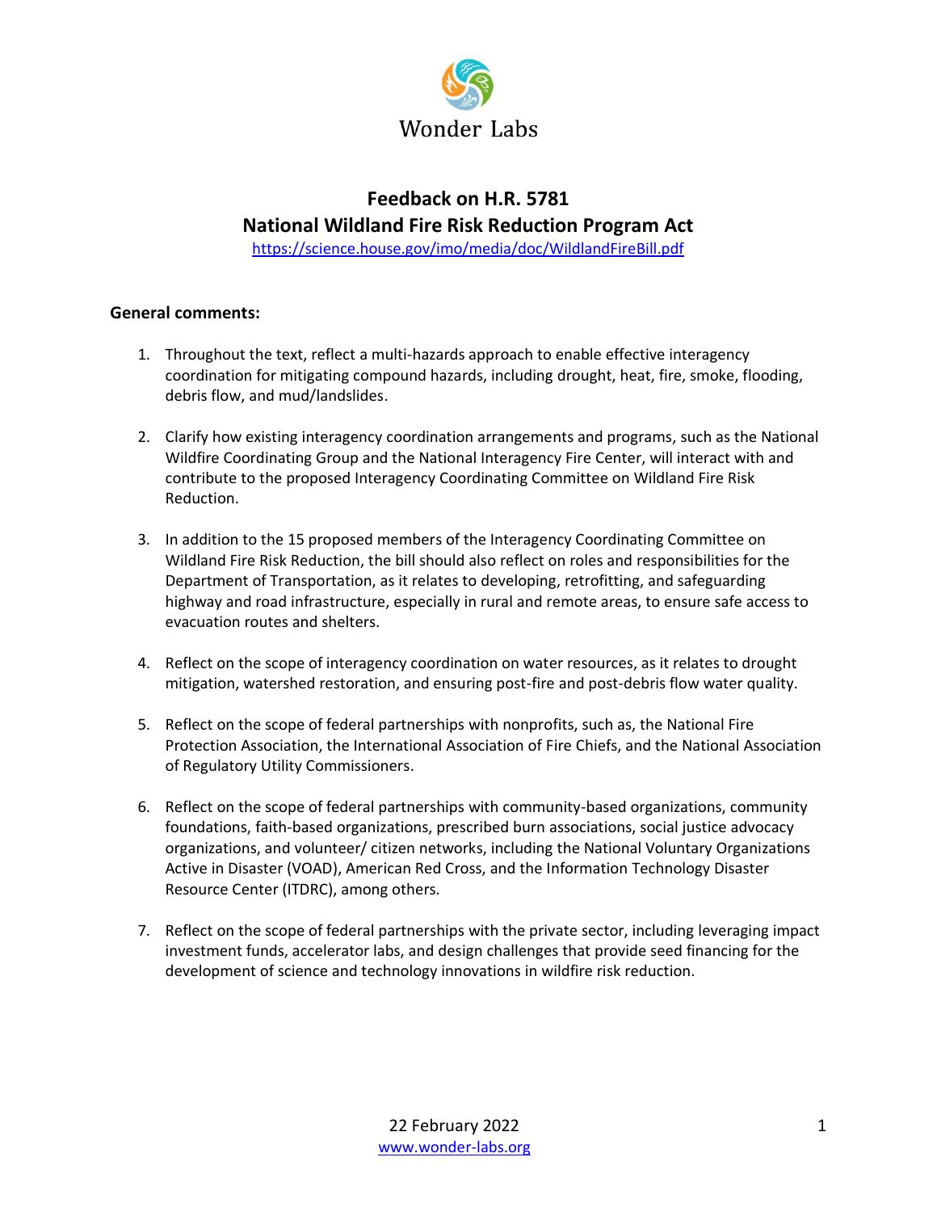Wonder Labs

# Feedback on H.R. 5781
# National Wildland Fire Risk Reduction Program Act

https://science.house.gov/imo/media/doc/WildlandFireBill.pdf

## General comments:

1. Throughout the text, reflect a multi-hazards approach to enable effective interagency coordination for mitigating compound hazards, including drought, heat, fire, smoke, flooding, debris flow, and mud/landslides.

2. Clarify how existing interagency coordination arrangements and programs, such as the National Wildfire Coordinating Group and the National Interagency Fire Center, will interact with and contribute to the proposed Interagency Coordinating Committee on Wildland Fire Risk Reduction.

3. In addition to the 15 proposed members of the Interagency Coordinating Committee on Wildland Fire Risk Reduction, the bill should also reflect on roles and responsibilities for the Department of Transportation, as it relates to developing, retrofitting, and safeguarding highway and road infrastructure, especially in rural and remote areas, to ensure safe access to evacuation routes and shelters.

4. Reflect on the scope of interagency coordination on water resources, as it relates to drought mitigation, watershed restoration, and ensuring post-fire and post-debris flow water quality.

5. Reflect on the scope of federal partnerships with nonprofits, such as, the National Fire Protection Association, the International Association of Fire Chiefs, and the National Association of Regulatory Utility Commissioners.

6. Reflect on the scope of federal partnerships with community-based organizations, community foundations, faith-based organizations, prescribed burn associations, social justice advocacy organizations, and volunteer/ citizen networks, including the National Voluntary Organizations Active in Disaster (VOAD), American Red Cross, and the Information Technology Disaster Resource Center (ITDRC), among others.

7. Reflect on the scope of federal partnerships with the private sector, including leveraging impact investment funds, accelerator labs, and design challenges that provide seed financing for the development of science and technology innovations in wildfire risk reduction.

22 February 2022
www.wonder-labs.org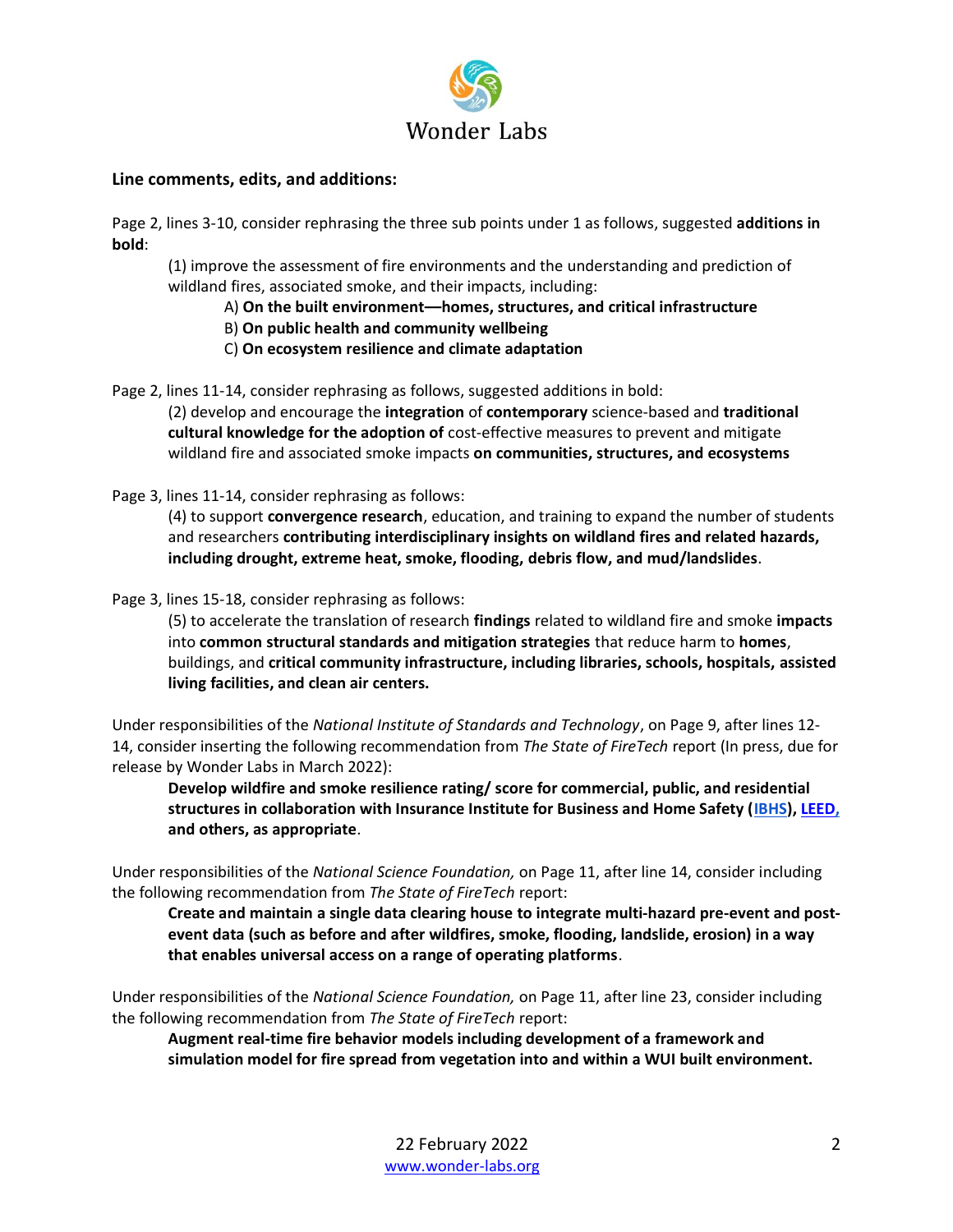**Line comments, edits, and additions:**

Page 2, lines 3-10, consider rephrasing the three sub points under 1 as follows, suggested **additions in bold**:

> (1) improve the assessment of fire environments and the understanding and prediction of wildland fires, associated smoke, and their impacts, including:
>
> A) **On the built environment—homes, structures, and critical infrastructure**
> B) **On public health and community wellbeing**
> C) **On ecosystem resilience and climate adaptation**

Page 2, lines 11-14, consider rephrasing as follows, suggested additions in bold:

> (2) develop and encourage the **integration** of **contemporary** science-based and **traditional cultural knowledge for the adoption of** cost-effective measures to prevent and mitigate wildland fire and associated smoke impacts **on communities, structures, and ecosystems**

Page 3, lines 11-14, consider rephrasing as follows:

> (4) to support **convergence research**, education, and training to expand the number of students and researchers **contributing interdisciplinary insights on wildland fires and related hazards, including drought, extreme heat, smoke, flooding, debris flow, and mud/landslides**.

Page 3, lines 15-18, consider rephrasing as follows:

> (5) to accelerate the translation of research **findings** related to wildland fire and smoke **impacts** into **common structural standards and mitigation strategies** that reduce harm to **homes**, buildings, and **critical community infrastructure, including libraries, schools, hospitals, assisted living facilities, and clean air centers.**

Under responsibilities of the *National Institute of Standards and Technology*, on Page 9, after lines 12-14, consider inserting the following recommendation from *The State of FireTech* report (In press, due for release by Wonder Labs in March 2022):

> **Develop wildfire and smoke resilience rating/ score for commercial, public, and residential structures in collaboration with Insurance Institute for Business and Home Safety (IBHS), LEED, and others, as appropriate**.

Under responsibilities of the *National Science Foundation,* on Page 11, after line 14, consider including the following recommendation from *The State of FireTech* report:

> **Create and maintain a single data clearing house to integrate multi-hazard pre-event and post-event data (such as before and after wildfires, smoke, flooding, landslide, erosion) in a way that enables universal access on a range of operating platforms**.

Under responsibilities of the *National Science Foundation,* on Page 11, after line 23, consider including the following recommendation from *The State of FireTech* report:

> **Augment real-time fire behavior models including development of a framework and simulation model for fire spread from vegetation into and within a WUI built environment.**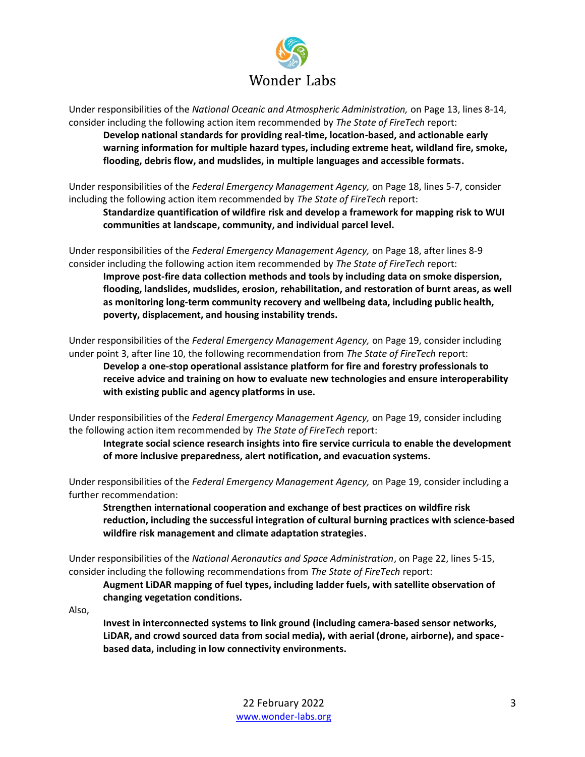Under responsibilities of the *National Oceanic and Atmospheric Administration,* on Page 13, lines 8-14, consider including the following action item recommended by *The State of FireTech* report:

> **Develop national standards for providing real-time, location-based, and actionable early warning information for multiple hazard types, including extreme heat, wildland fire, smoke, flooding, debris flow, and mudslides, in multiple languages and accessible formats.**

Under responsibilities of the *Federal Emergency Management Agency,* on Page 18, lines 5-7, consider including the following action item recommended by *The State of FireTech* report:

> **Standardize quantification of wildfire risk and develop a framework for mapping risk to WUI communities at landscape, community, and individual parcel level.**

Under responsibilities of the *Federal Emergency Management Agency,* on Page 18, after lines 8-9 consider including the following action item recommended by *The State of FireTech* report:

> **Improve post-fire data collection methods and tools by including data on smoke dispersion, flooding, landslides, mudslides, erosion, rehabilitation, and restoration of burnt areas, as well as monitoring long-term community recovery and wellbeing data, including public health, poverty, displacement, and housing instability trends.**

Under responsibilities of the *Federal Emergency Management Agency,* on Page 19, consider including under point 3, after line 10, the following recommendation from *The State of FireTech* report:

> **Develop a one-stop operational assistance platform for fire and forestry professionals to receive advice and training on how to evaluate new technologies and ensure interoperability with existing public and agency platforms in use.**

Under responsibilities of the *Federal Emergency Management Agency,* on Page 19, consider including the following action item recommended by *The State of FireTech* report:

> **Integrate social science research insights into fire service curricula to enable the development of more inclusive preparedness, alert notification, and evacuation systems.**

Under responsibilities of the *Federal Emergency Management Agency,* on Page 19, consider including a further recommendation:

> **Strengthen international cooperation and exchange of best practices on wildfire risk reduction, including the successful integration of cultural burning practices with science-based wildfire risk management and climate adaptation strategies.**

Under responsibilities of the *National Aeronautics and Space Administration*, on Page 22, lines 5-15, consider including the following recommendations from *The State of FireTech* report:

> **Augment LiDAR mapping of fuel types, including ladder fuels, with satellite observation of changing vegetation conditions.**

Also,

> **Invest in interconnected systems to link ground (including camera-based sensor networks, LiDAR, and crowd sourced data from social media), with aerial (drone, airborne), and space-based data, including in low connectivity environments.**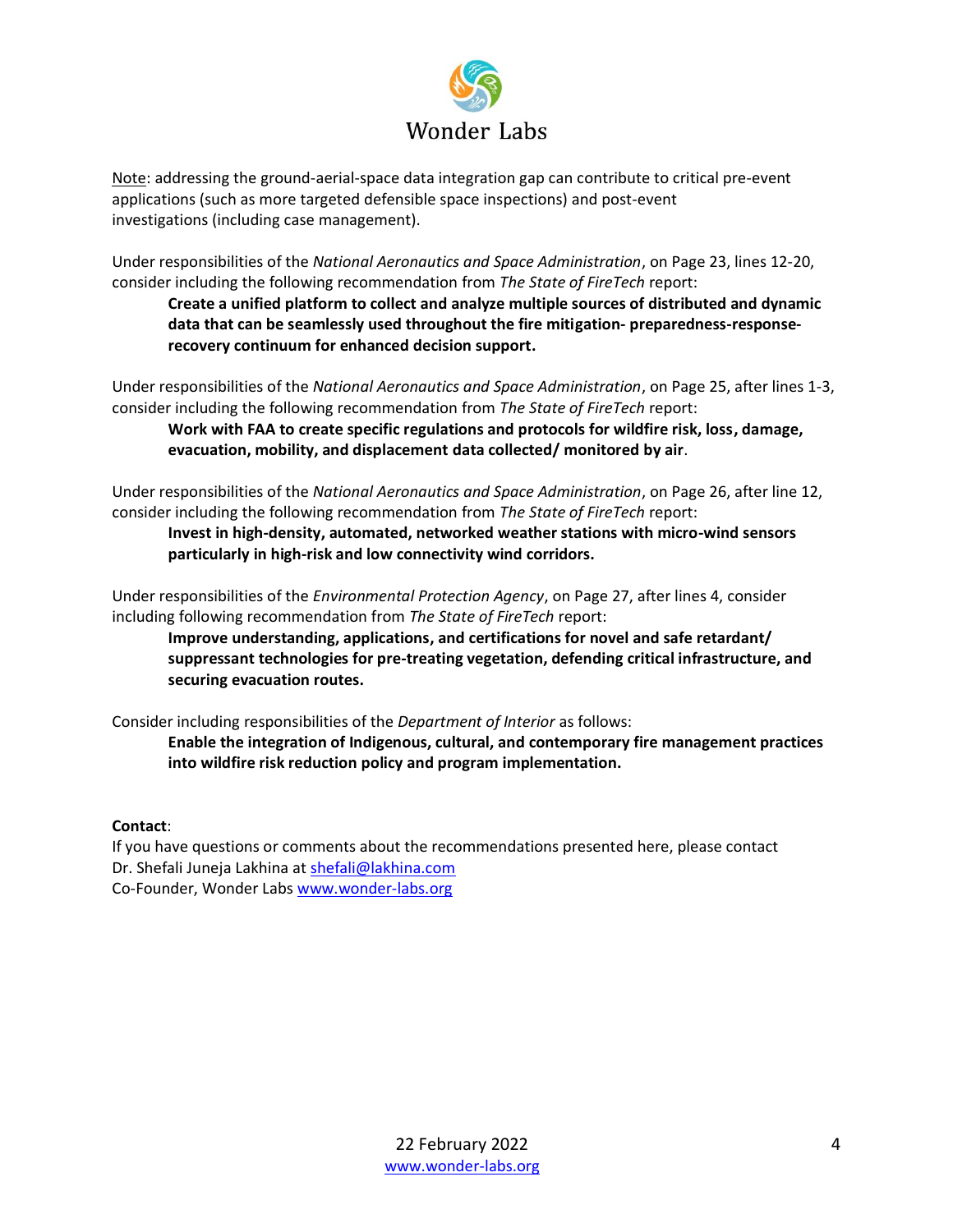Note: addressing the ground-aerial-space data integration gap can contribute to critical pre-event applications (such as more targeted defensible space inspections) and post-event investigations (including case management).

Under responsibilities of the *National Aeronautics and Space Administration*, on Page 23, lines 12-20, consider including the following recommendation from *The State of FireTech* report:

> **Create a unified platform to collect and analyze multiple sources of distributed and dynamic data that can be seamlessly used throughout the fire mitigation- preparedness-response-recovery continuum for enhanced decision support.**

Under responsibilities of the *National Aeronautics and Space Administration*, on Page 25, after lines 1-3, consider including the following recommendation from *The State of FireTech* report:

> **Work with FAA to create specific regulations and protocols for wildfire risk, loss, damage, evacuation, mobility, and displacement data collected/ monitored by air**.

Under responsibilities of the *National Aeronautics and Space Administration*, on Page 26, after line 12, consider including the following recommendation from *The State of FireTech* report:

> **Invest in high-density, automated, networked weather stations with micro-wind sensors particularly in high-risk and low connectivity wind corridors.**

Under responsibilities of the *Environmental Protection Agency*, on Page 27, after lines 4, consider including following recommendation from *The State of FireTech* report:

> **Improve understanding, applications, and certifications for novel and safe retardant/ suppressant technologies for pre-treating vegetation, defending critical infrastructure, and securing evacuation routes.**

Consider including responsibilities of the *Department of Interior* as follows:

> **Enable the integration of Indigenous, cultural, and contemporary fire management practices into wildfire risk reduction policy and program implementation.**

**Contact**:

If you have questions or comments about the recommendations presented here, please contact Dr. Shefali Juneja Lakhina at shefali@lakhina.com
Co-Founder, Wonder Labs www.wonder-labs.org